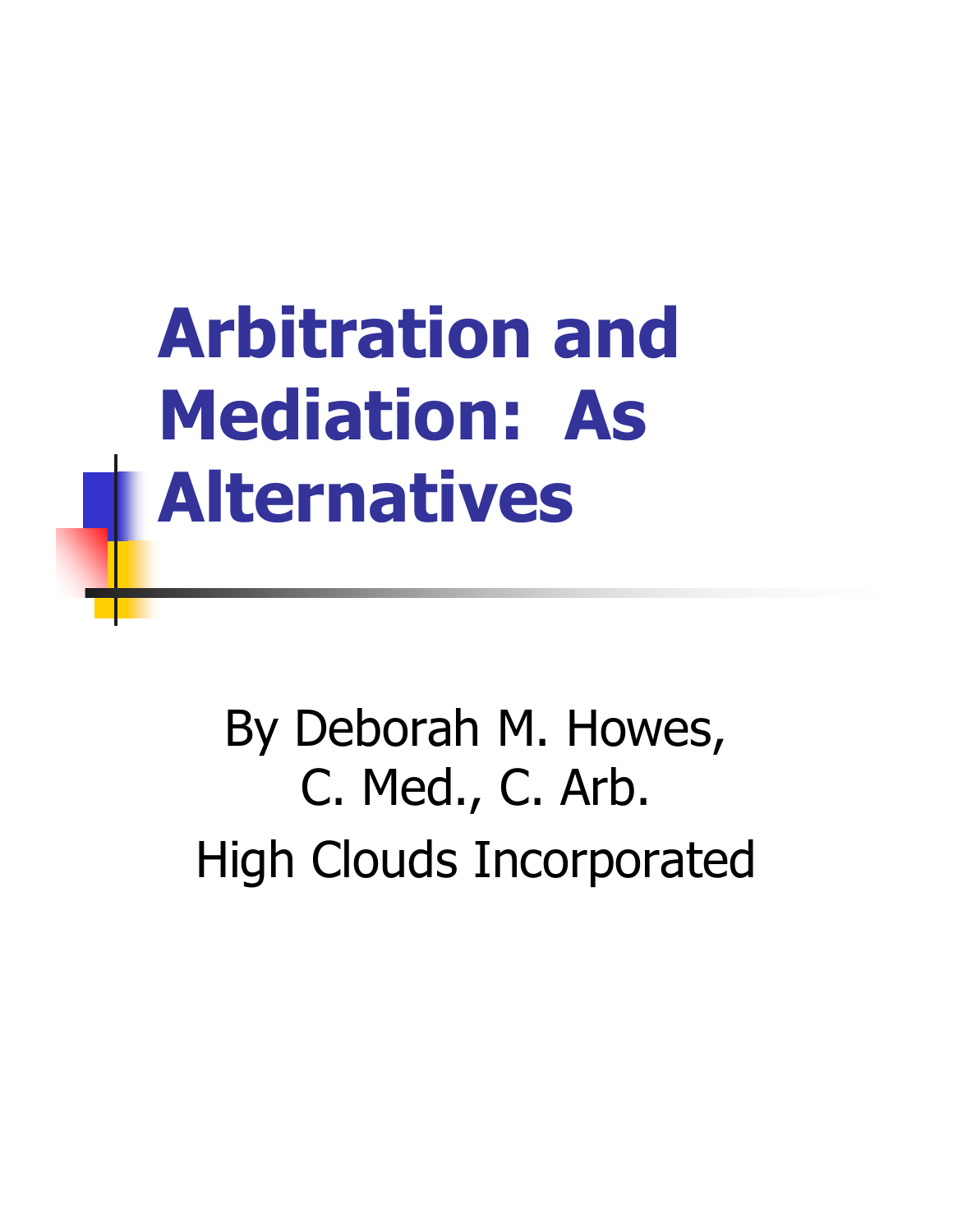# Arbitration and Mediation: As Alternatives

By Deborah M. Howes, C. Med., C. Arb.

High Clouds Incorporated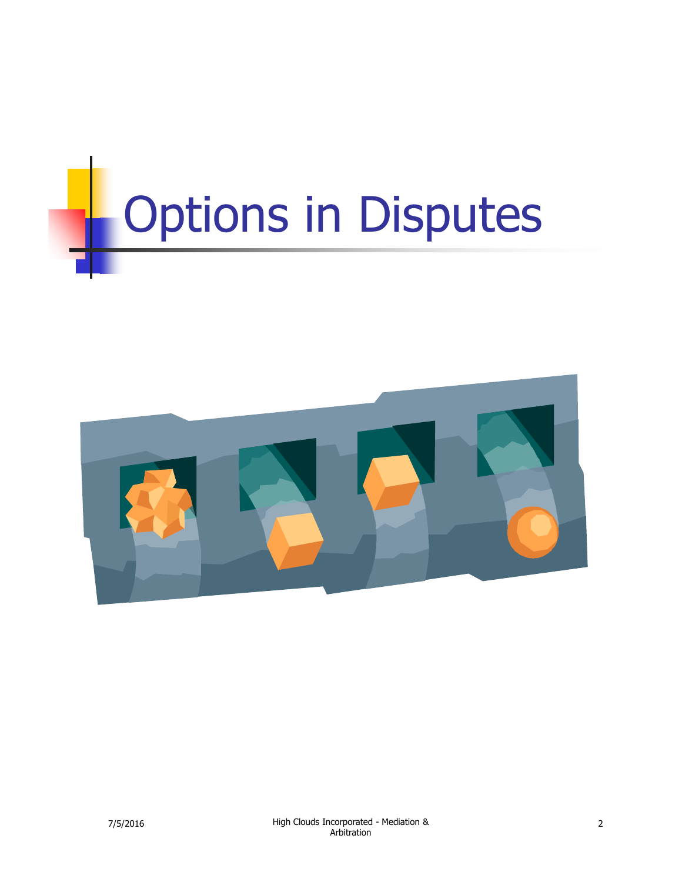# Options in Disputes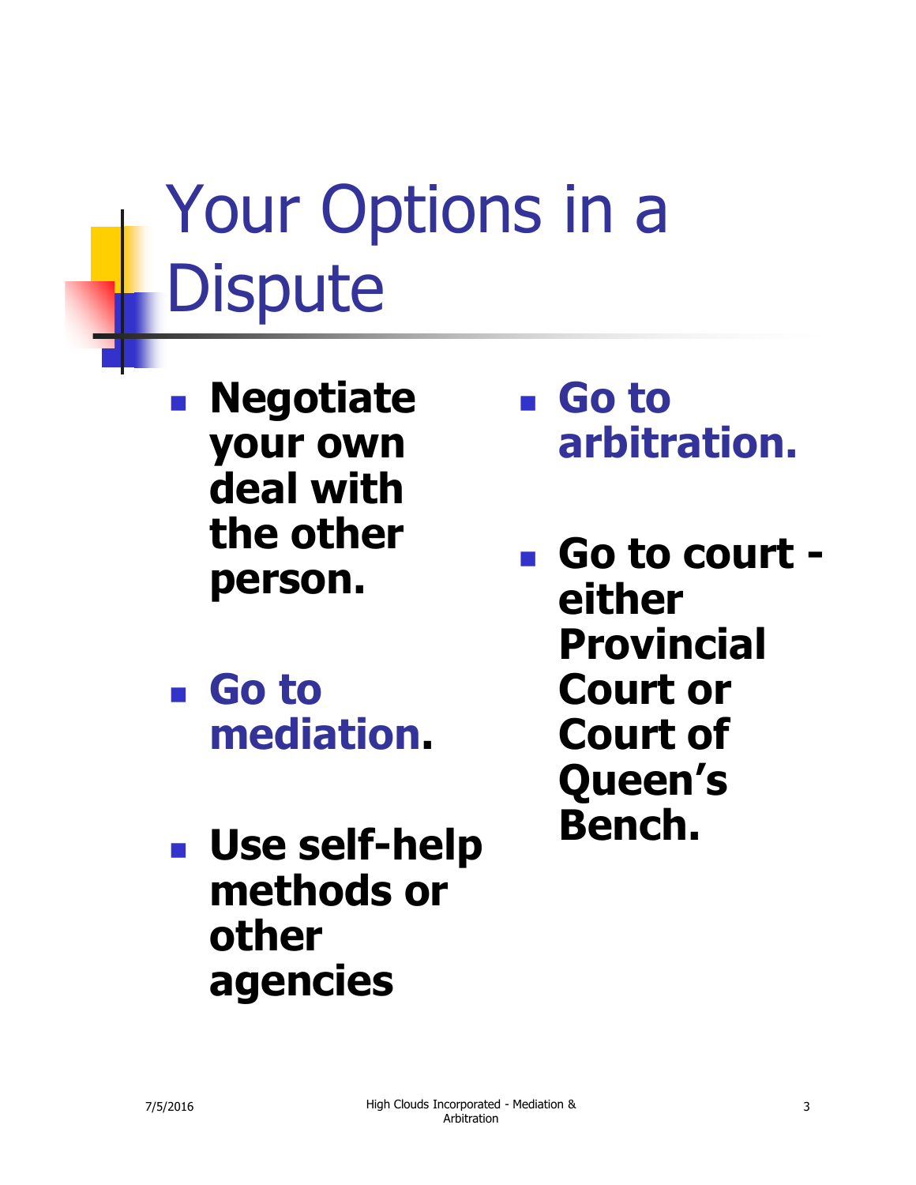# Your Options in a Dispute

- **Negotiate your own deal with the other person.**
- **Go to mediation.**
- **Use self-help methods or other agencies**
- **Go to arbitration.**
- **Go to court - either Provincial Court or Court of Queen's Bench.**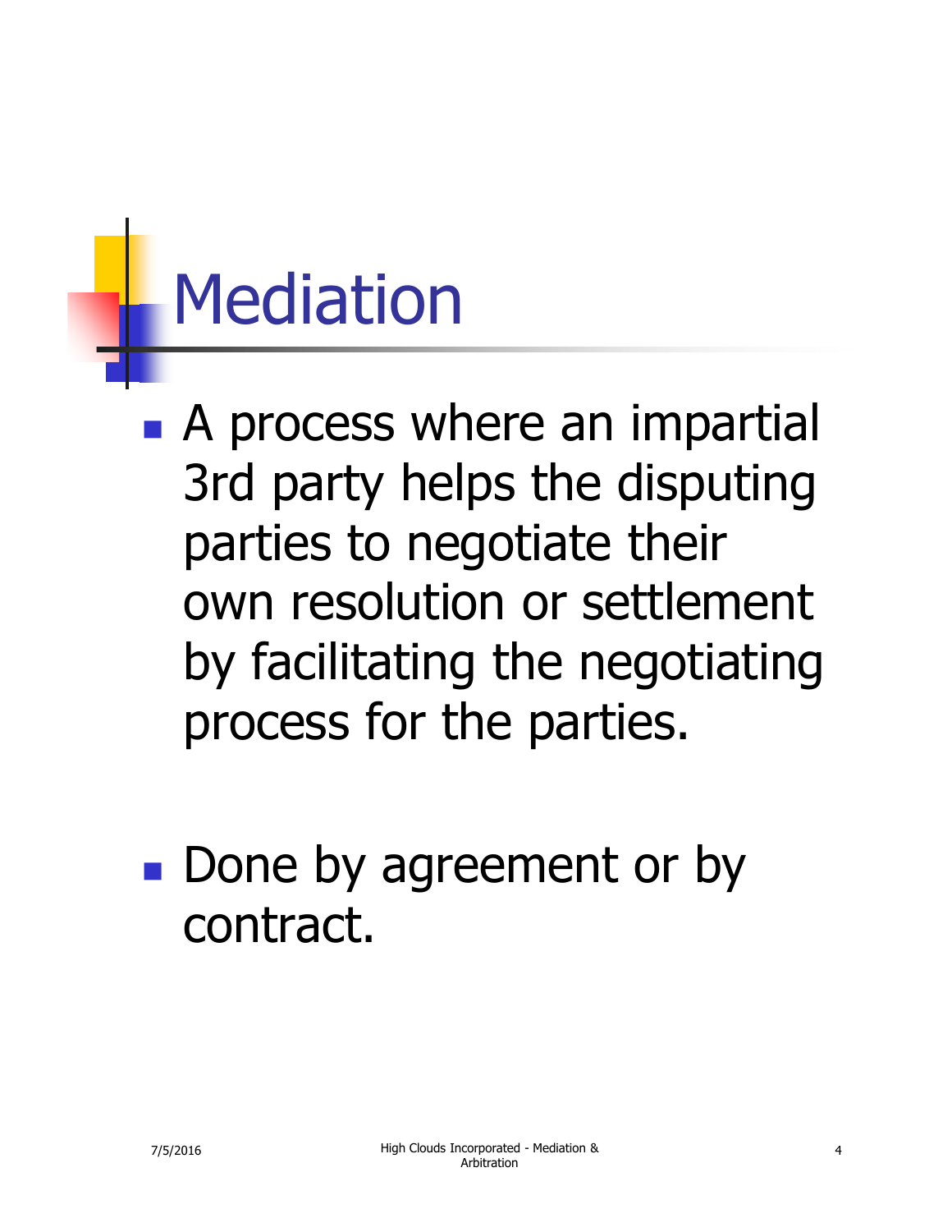# Mediation

- A process where an impartial 3rd party helps the disputing parties to negotiate their own resolution or settlement by facilitating the negotiating process for the parties.

- Done by agreement or by contract.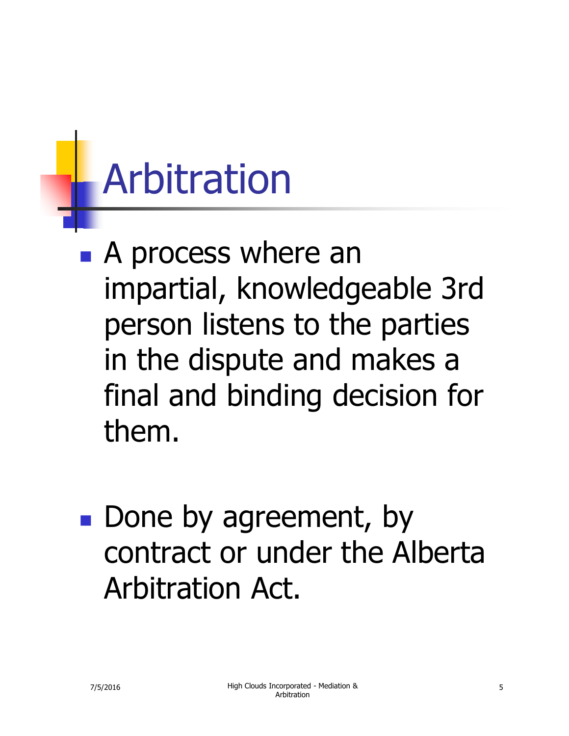# Arbitration

- A process where an impartial, knowledgeable 3rd person listens to the parties in the dispute and makes a final and binding decision for them.

- Done by agreement, by contract or under the Alberta Arbitration Act.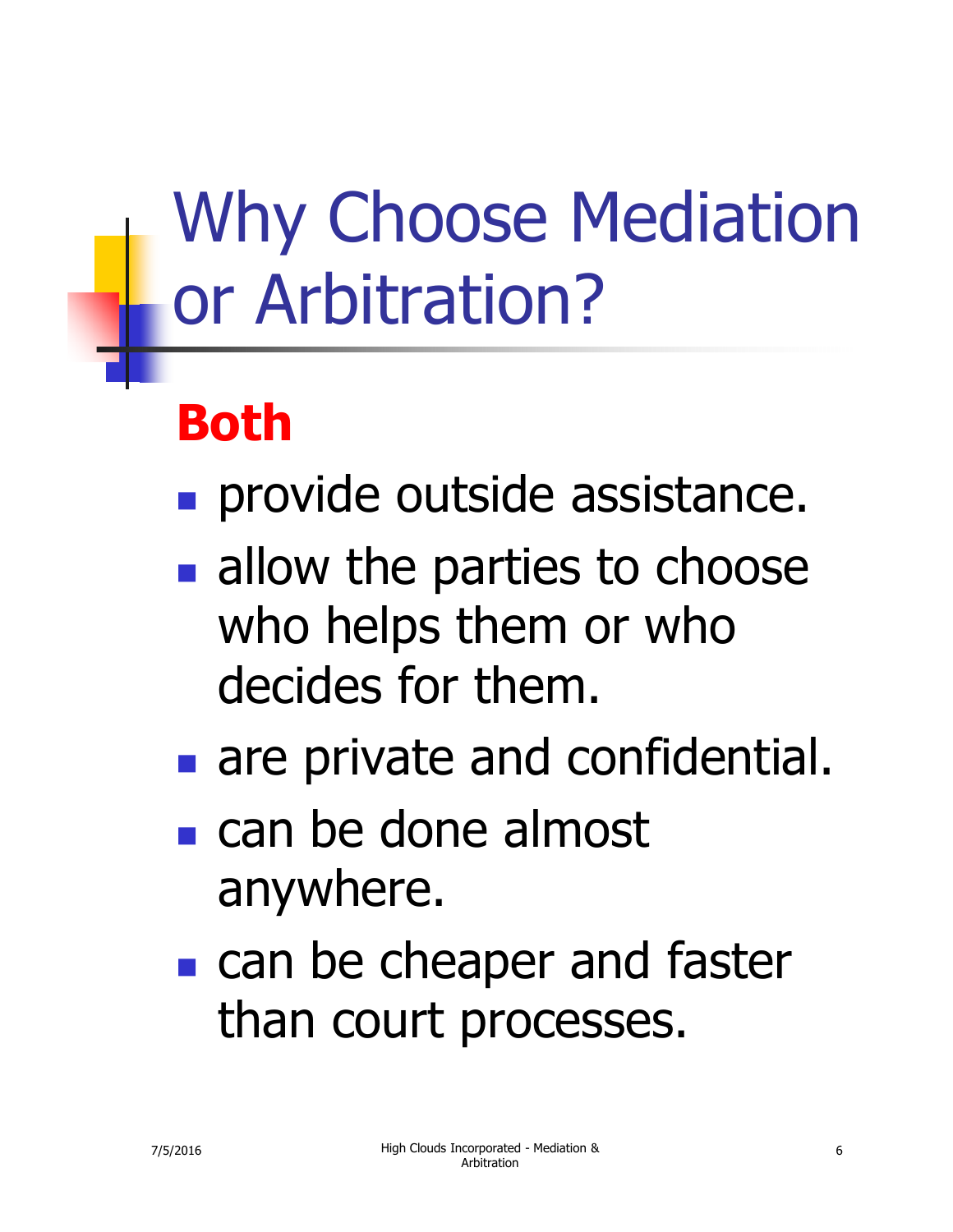# Why Choose Mediation or Arbitration?

**Both**

- provide outside assistance.
- allow the parties to choose who helps them or who decides for them.
- are private and confidential.
- can be done almost anywhere.
- can be cheaper and faster than court processes.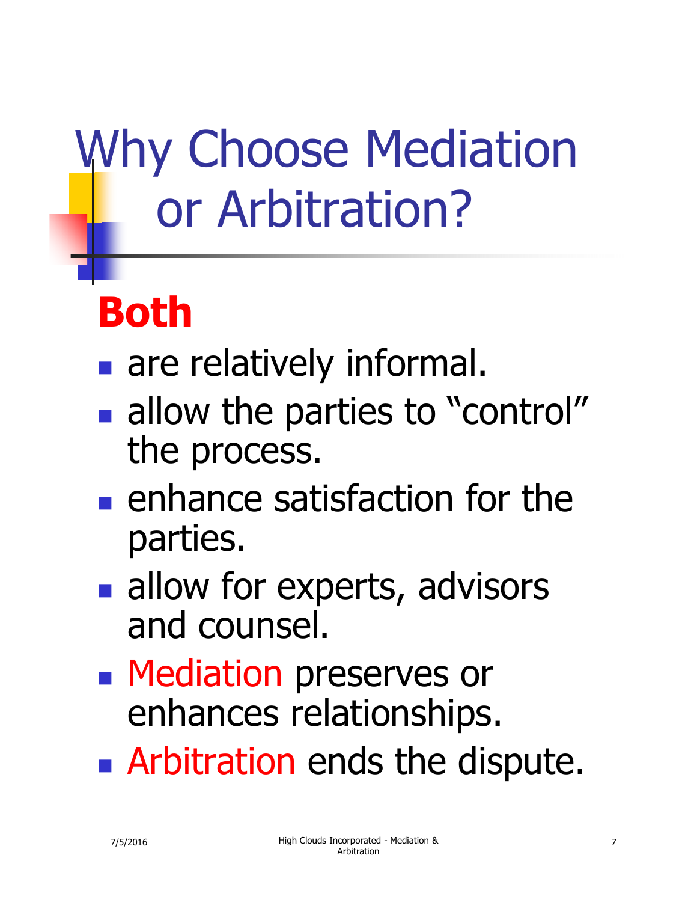# Why Choose Mediation or Arbitration?

## Both

- are relatively informal.
- allow the parties to “control” the process.
- enhance satisfaction for the parties.
- allow for experts, advisors and counsel.
- Mediation preserves or enhances relationships.
- Arbitration ends the dispute.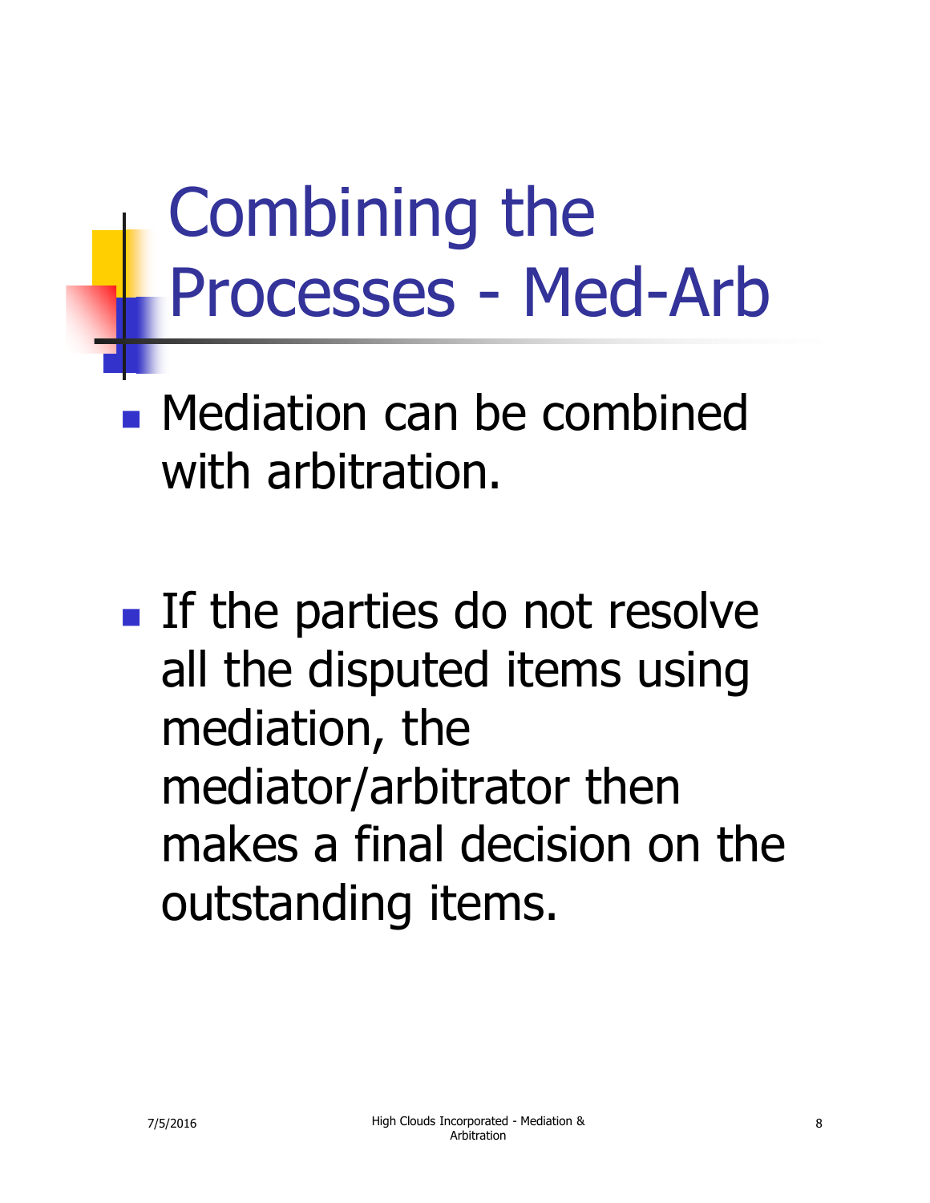# Combining the Processes - Med-Arb

- Mediation can be combined with arbitration.

- If the parties do not resolve all the disputed items using mediation, the mediator/arbitrator then makes a final decision on the outstanding items.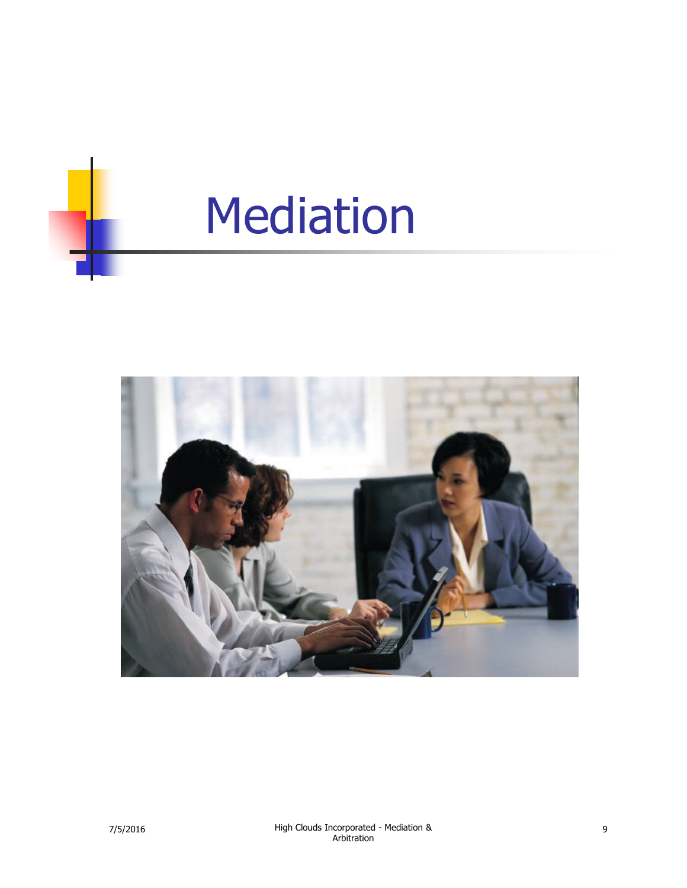# Mediation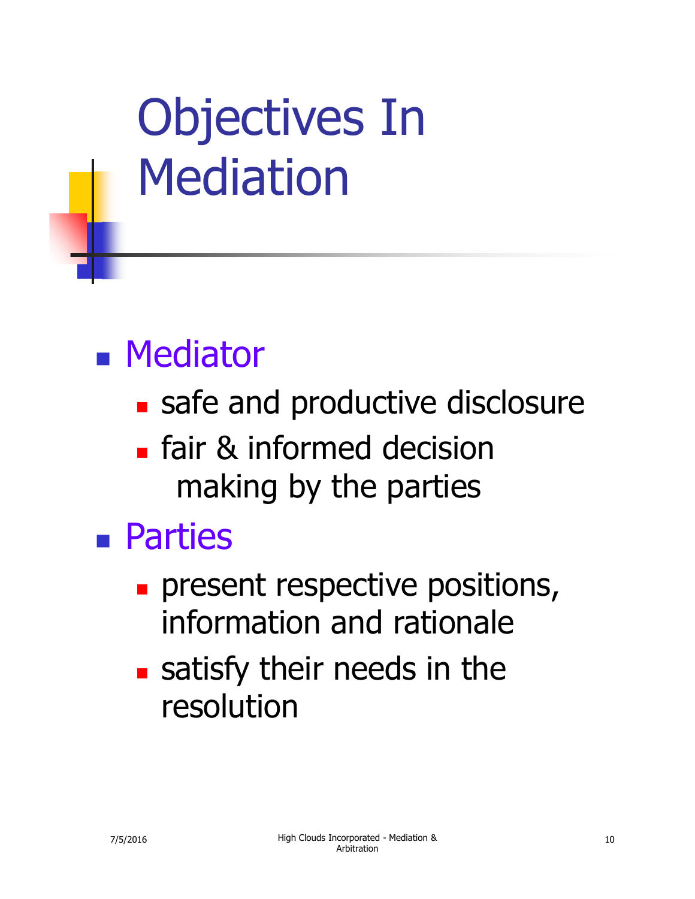# Objectives In Mediation

- Mediator
  - safe and productive disclosure
  - fair & informed decision making by the parties
- Parties
  - present respective positions, information and rationale
  - satisfy their needs in the resolution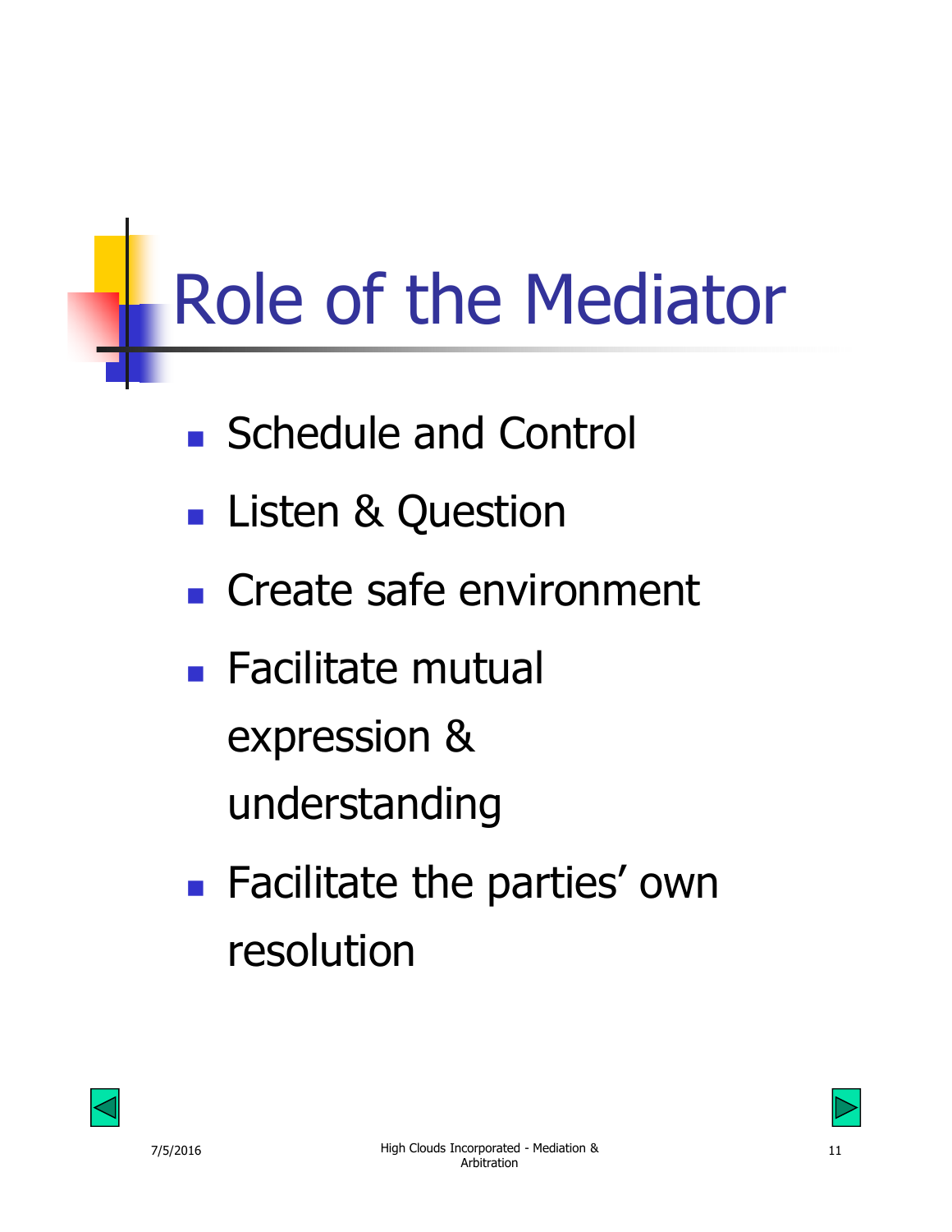# Role of the Mediator

- Schedule and Control
- Listen & Question
- Create safe environment
- Facilitate mutual expression & understanding
- Facilitate the parties' own resolution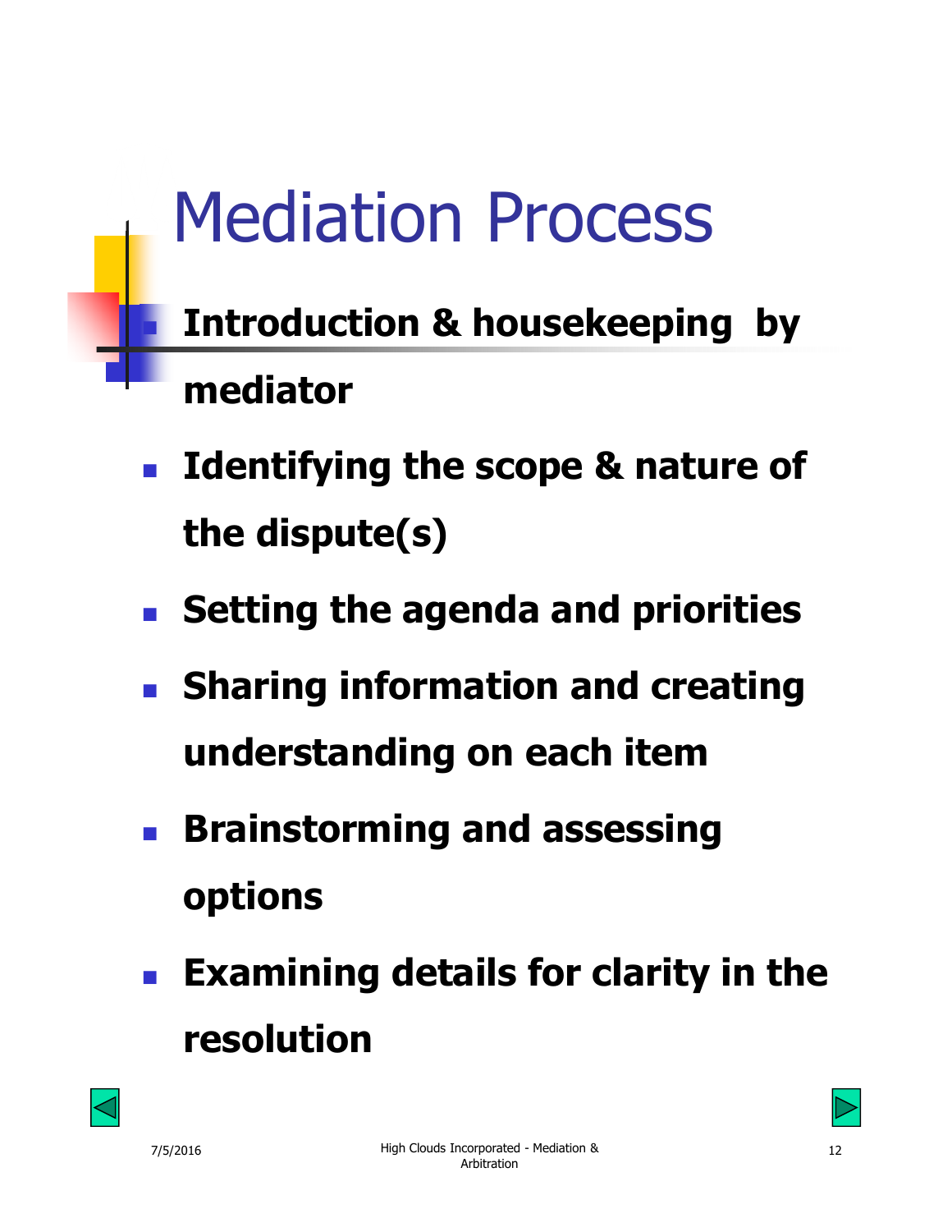# Mediation Process

- **Introduction & housekeeping by mediator**
- **Identifying the scope & nature of the dispute(s)**
- **Setting the agenda and priorities**
- **Sharing information and creating understanding on each item**
- **Brainstorming and assessing options**
- **Examining details for clarity in the resolution**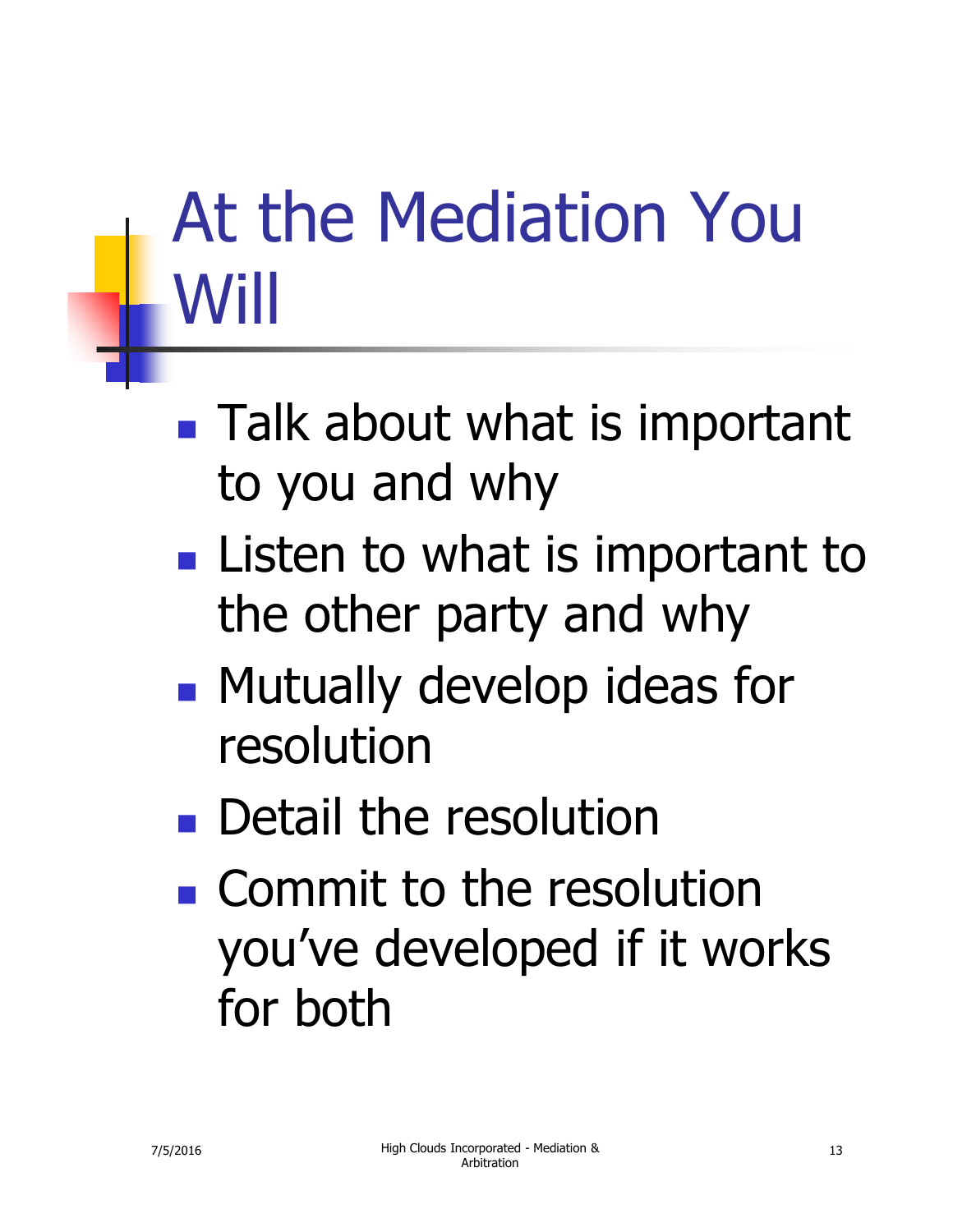# At the Mediation You Will

- Talk about what is important to you and why
- Listen to what is important to the other party and why
- Mutually develop ideas for resolution
- Detail the resolution
- Commit to the resolution you've developed if it works for both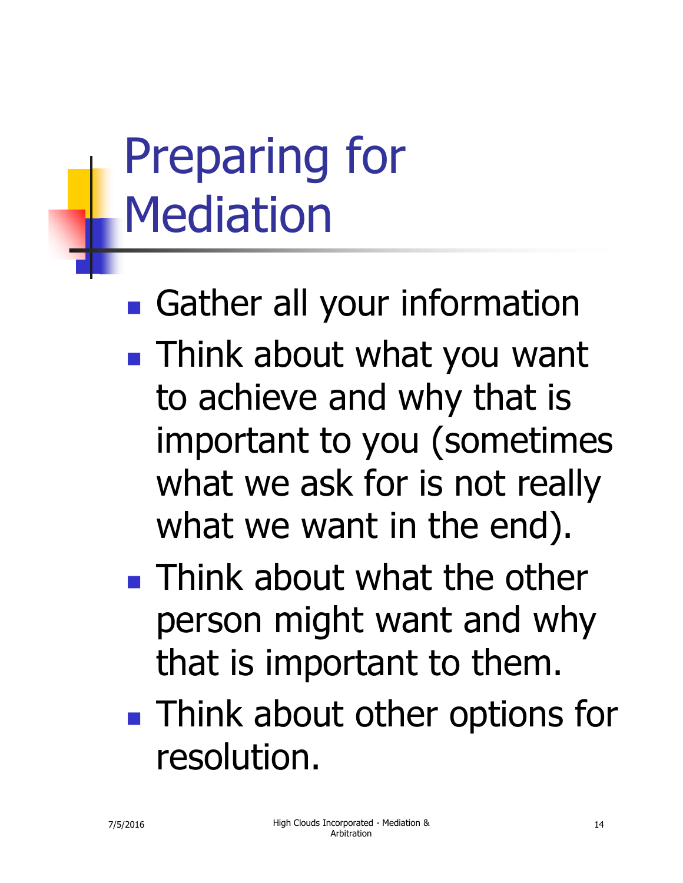# Preparing for Mediation

- Gather all your information
- Think about what you want to achieve and why that is important to you (sometimes what we ask for is not really what we want in the end).
- Think about what the other person might want and why that is important to them.
- Think about other options for resolution.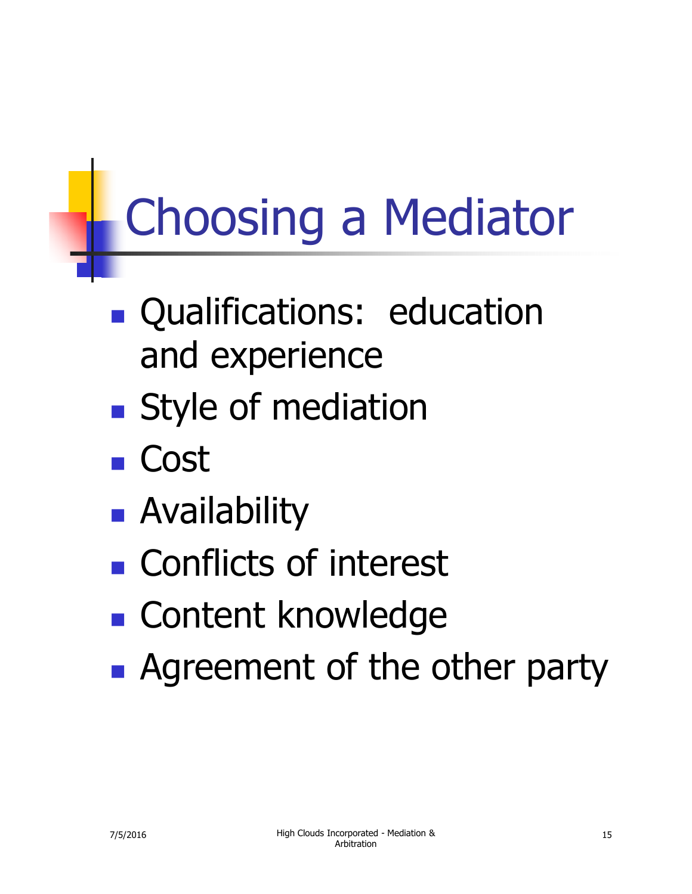# Choosing a Mediator

- Qualifications: education and experience
- Style of mediation
- Cost
- Availability
- Conflicts of interest
- Content knowledge
- Agreement of the other party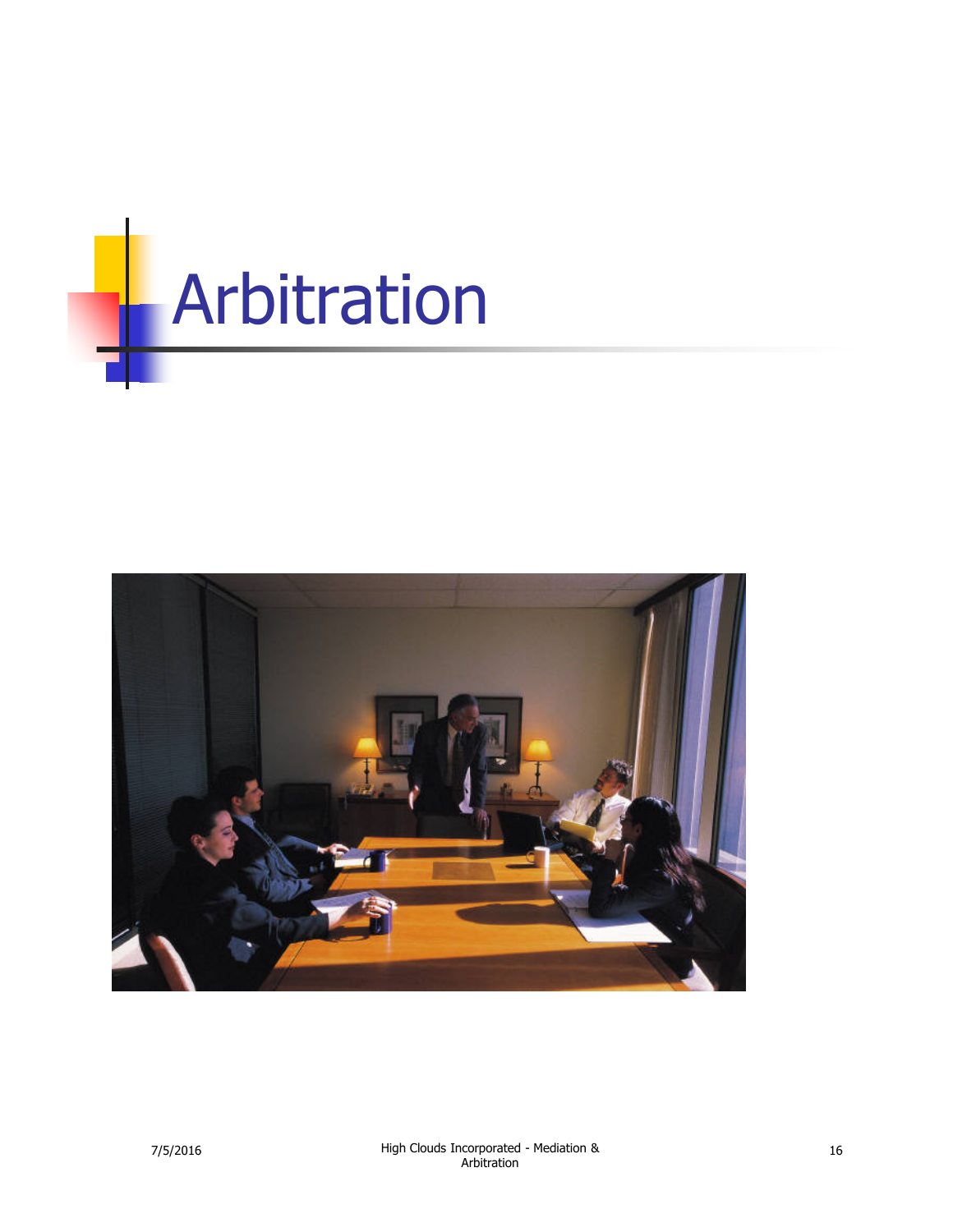# Arbitration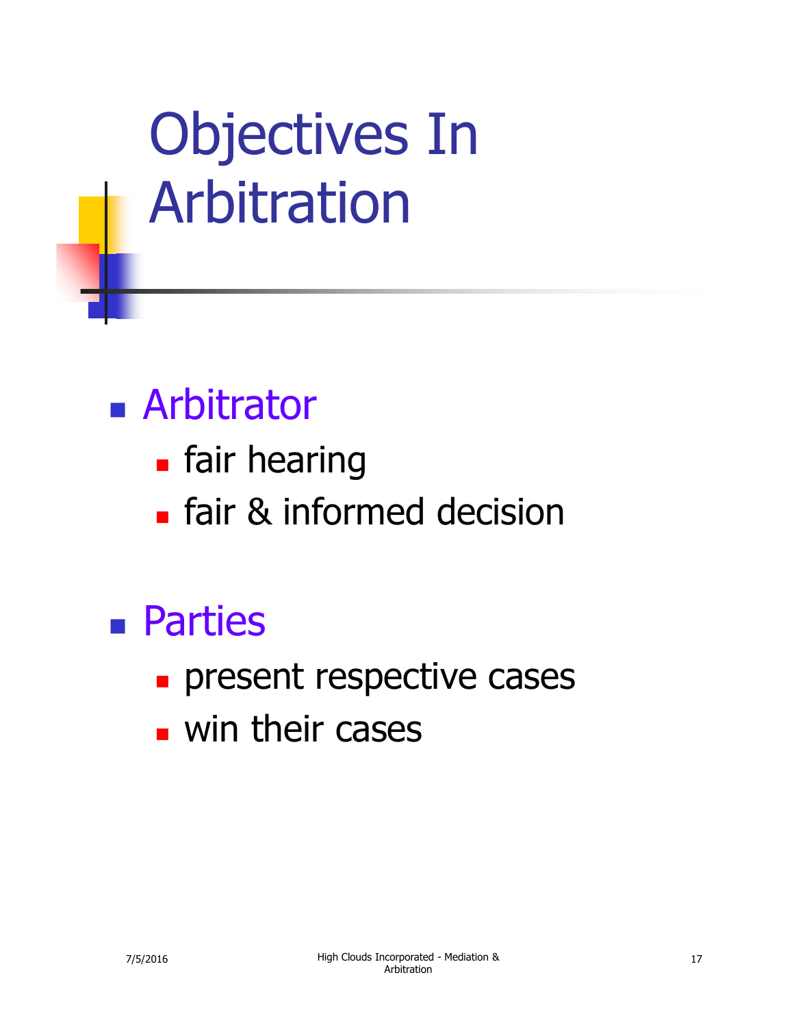# Objectives In Arbitration

- Arbitrator
  - fair hearing
  - fair & informed decision

- Parties
  - present respective cases
  - win their cases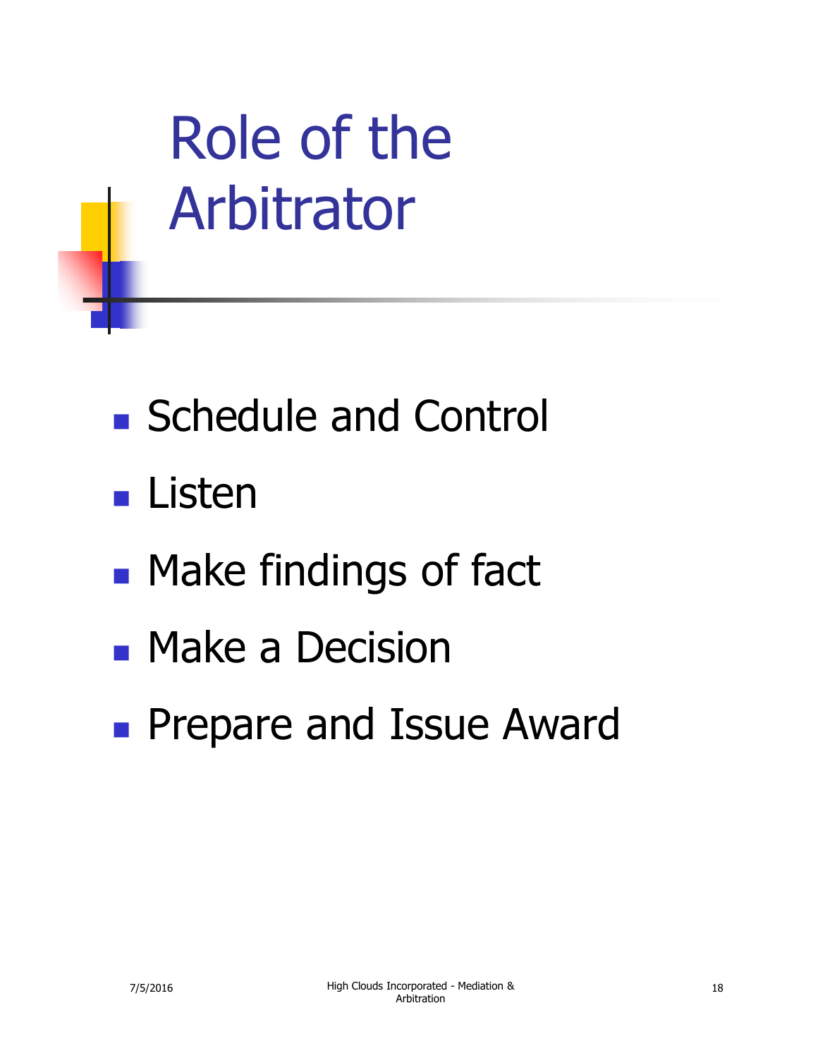# Role of the Arbitrator

- Schedule and Control
- Listen
- Make findings of fact
- Make a Decision
- Prepare and Issue Award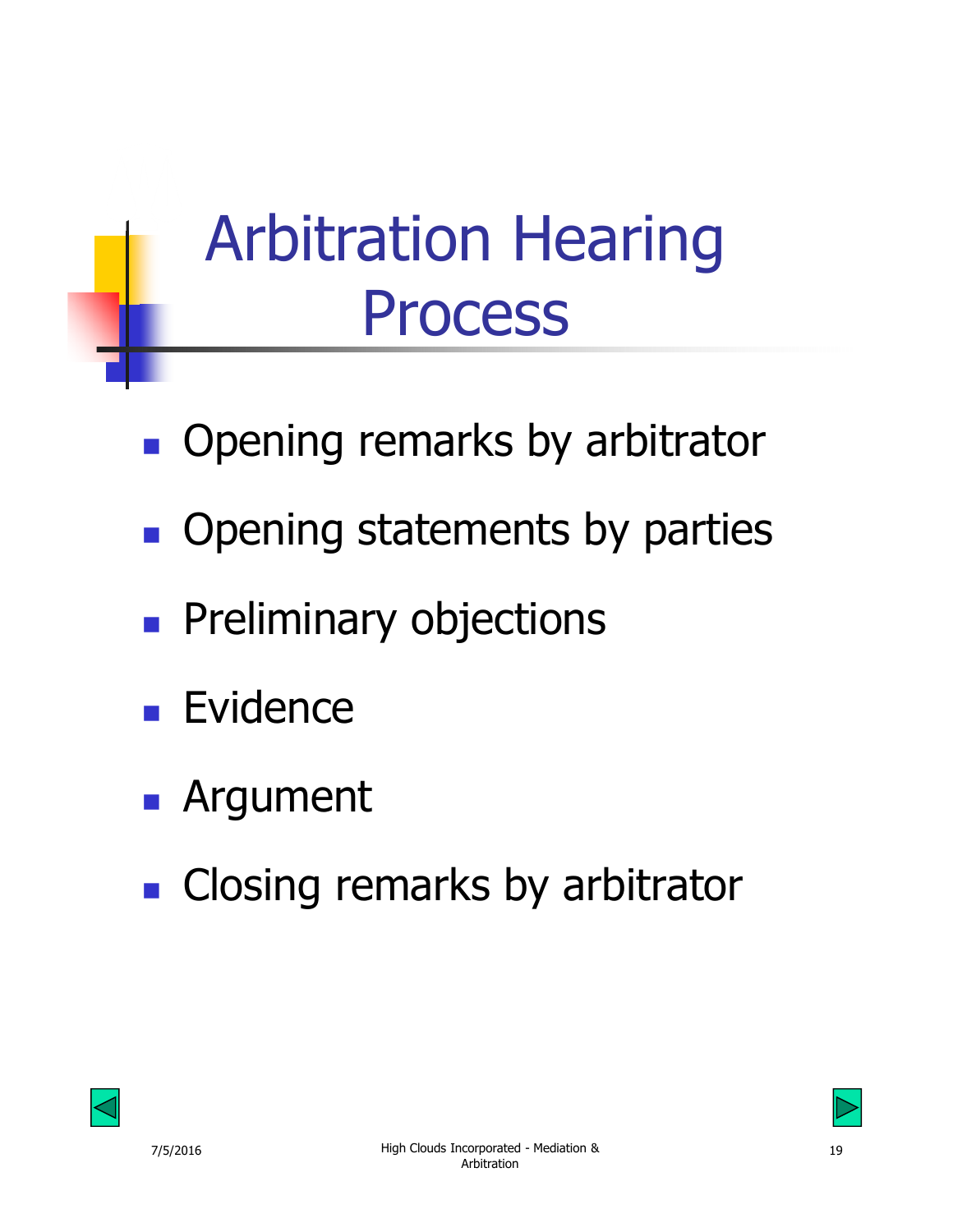# Arbitration Hearing Process

- Opening remarks by arbitrator
- Opening statements by parties
- Preliminary objections
- Evidence
- Argument
- Closing remarks by arbitrator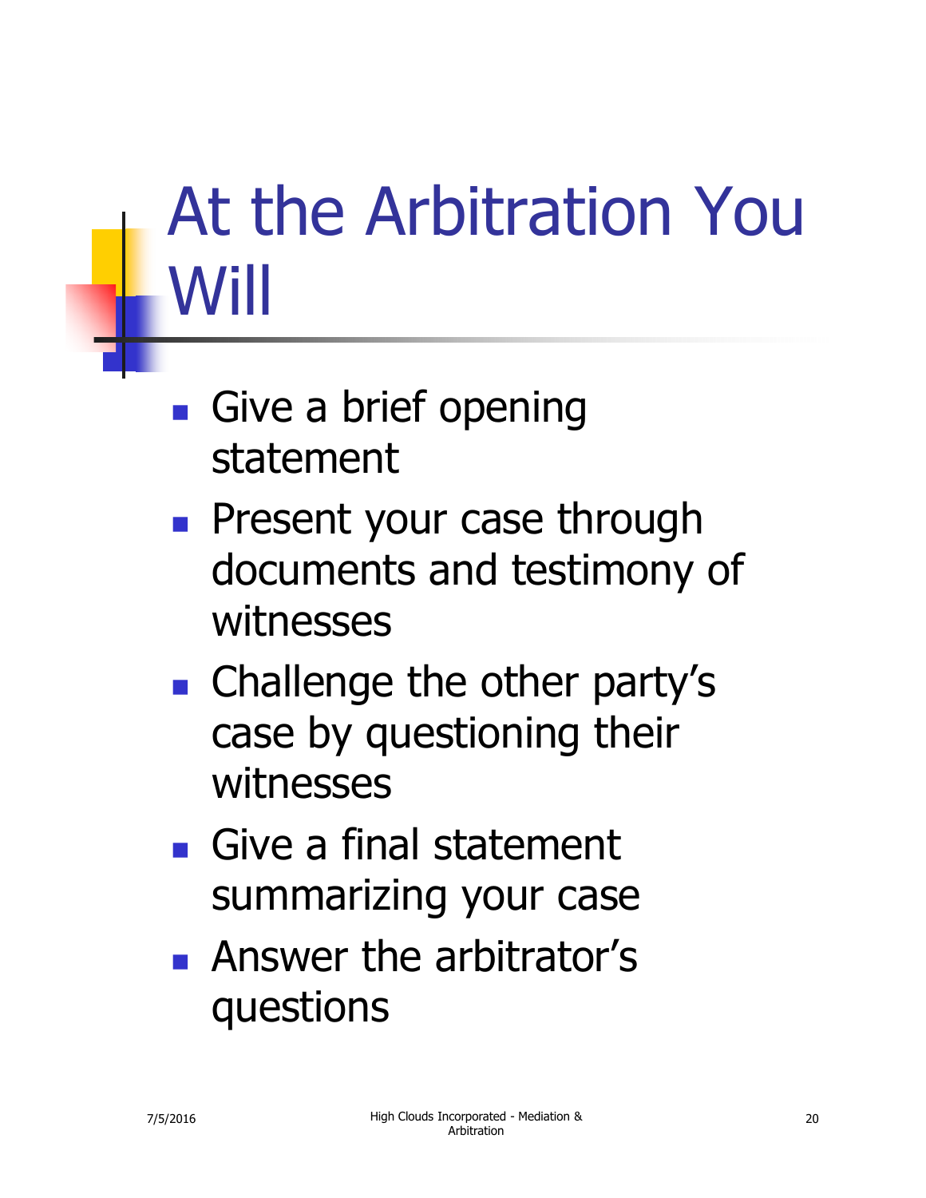# At the Arbitration You Will

- Give a brief opening statement
- Present your case through documents and testimony of witnesses
- Challenge the other party's case by questioning their witnesses
- Give a final statement summarizing your case
- Answer the arbitrator's questions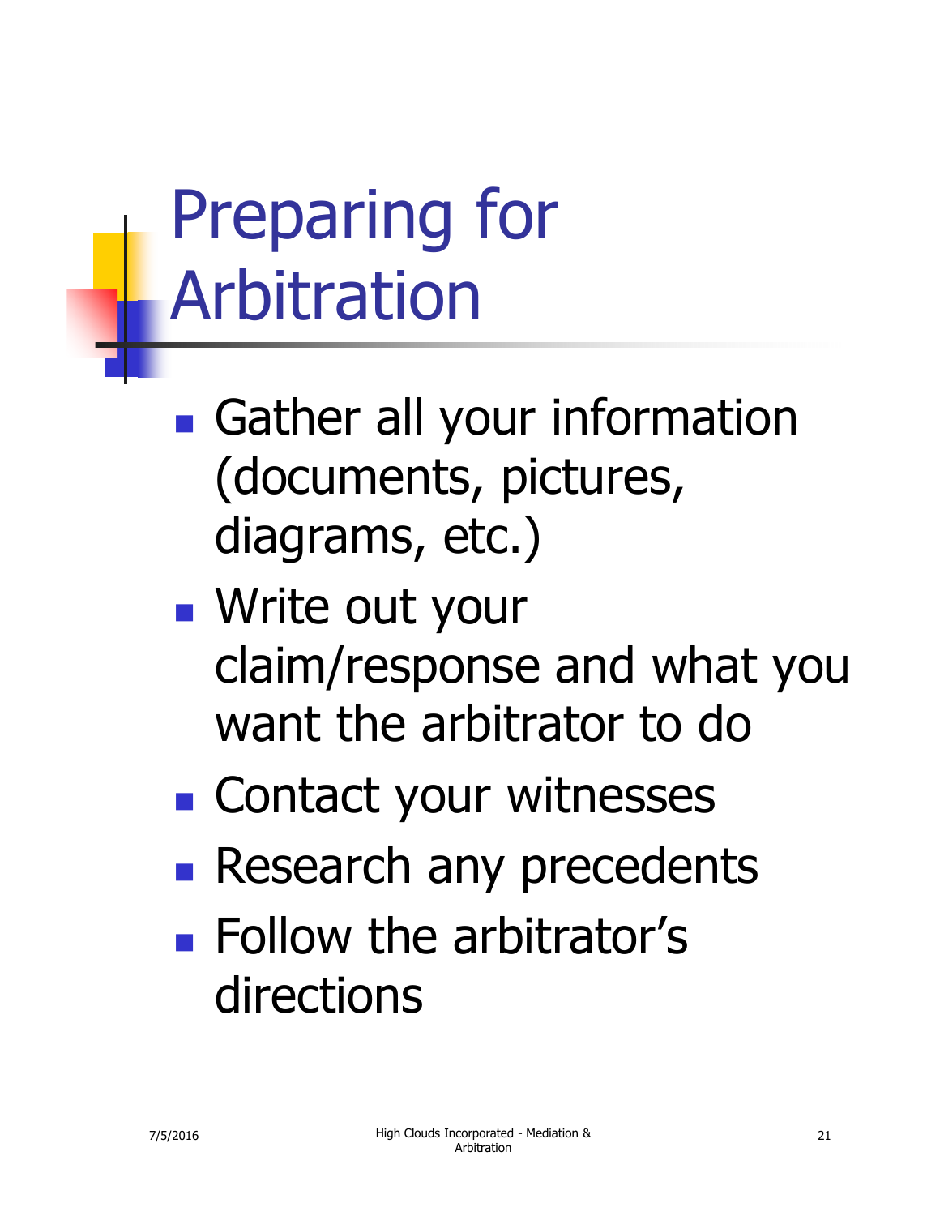# Preparing for Arbitration

- Gather all your information (documents, pictures, diagrams, etc.)
- Write out your claim/response and what you want the arbitrator to do
- Contact your witnesses
- Research any precedents
- Follow the arbitrator's directions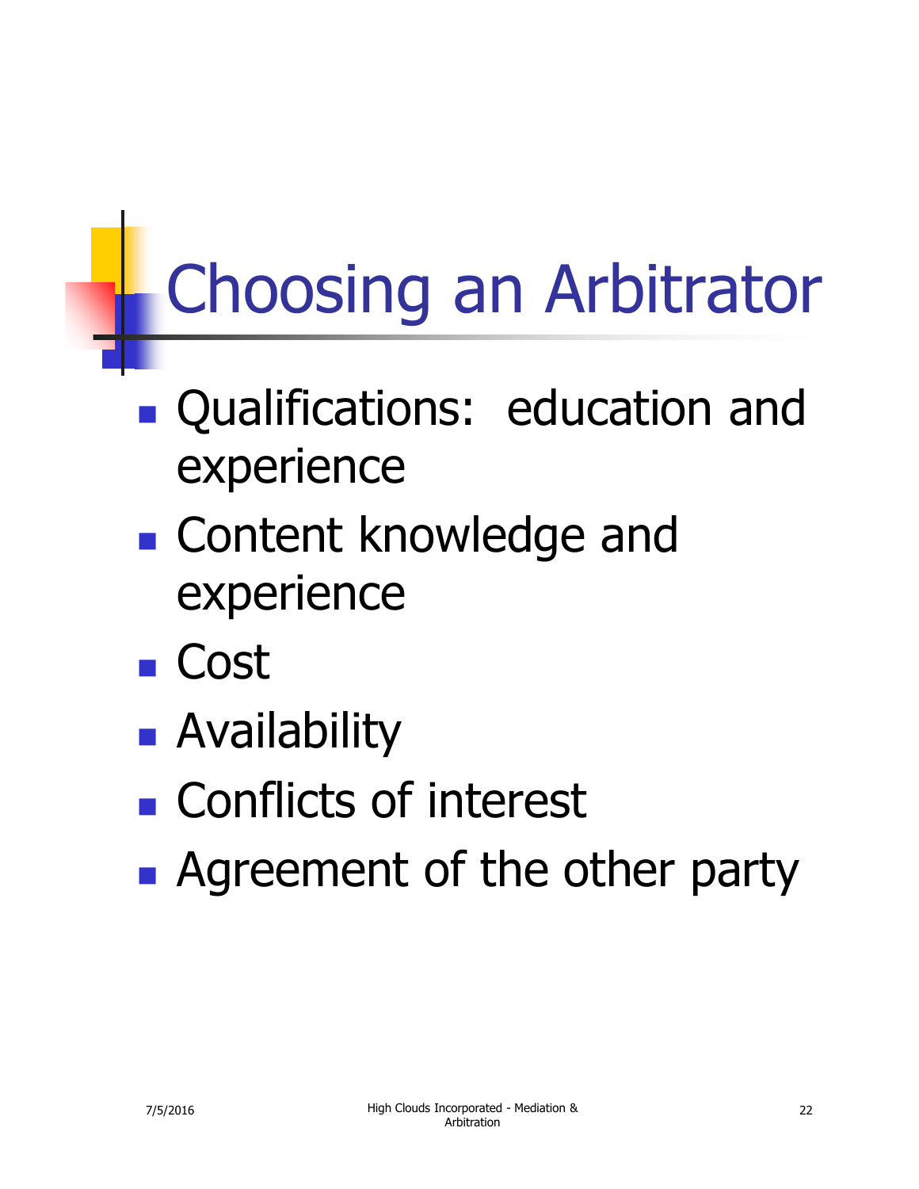# Choosing an Arbitrator

- Qualifications:  education and experience
- Content knowledge and experience
- Cost
- Availability
- Conflicts of interest
- Agreement of the other party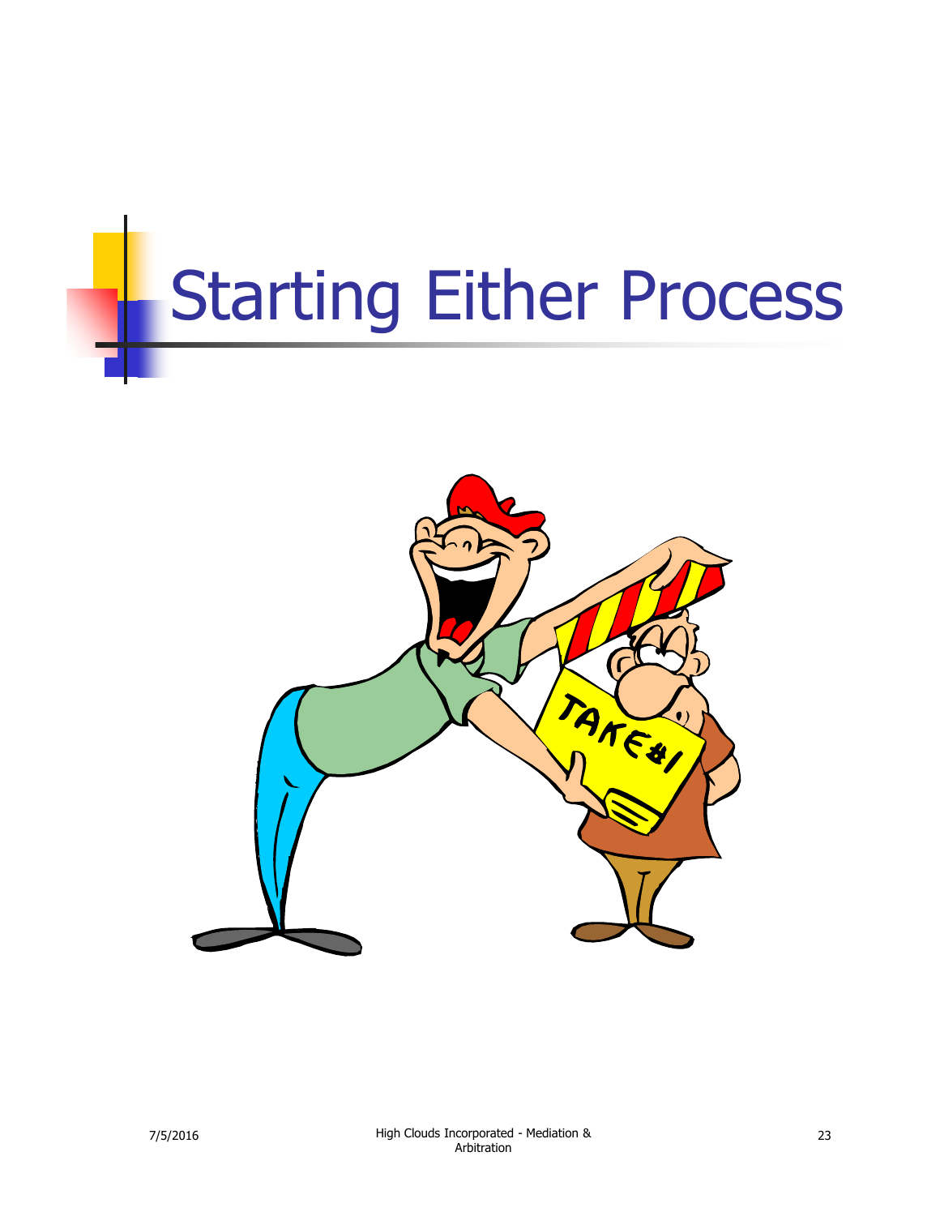# Starting Either Process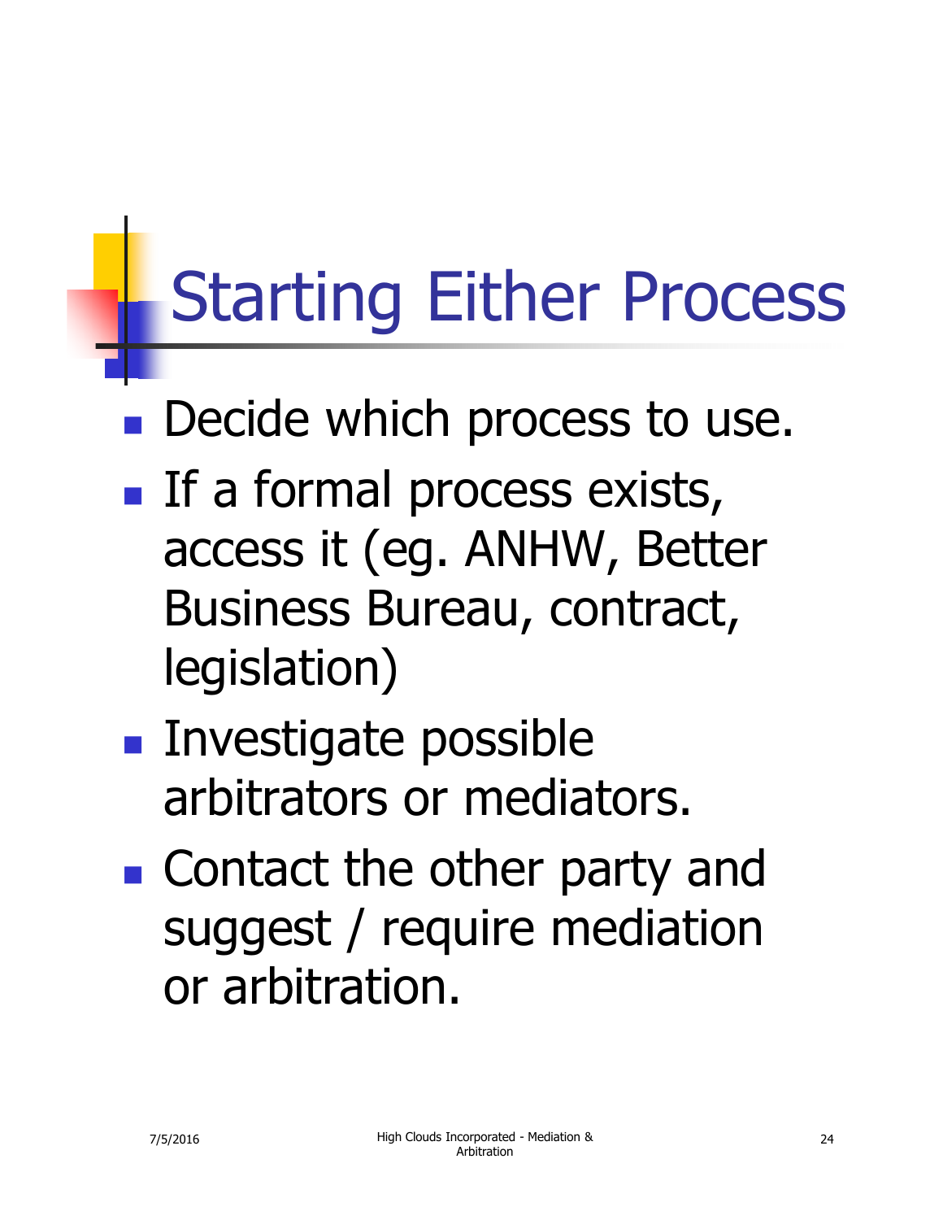# Starting Either Process

- Decide which process to use.
- If a formal process exists, access it (eg. ANHW, Better Business Bureau, contract, legislation)
- Investigate possible arbitrators or mediators.
- Contact the other party and suggest / require mediation or arbitration.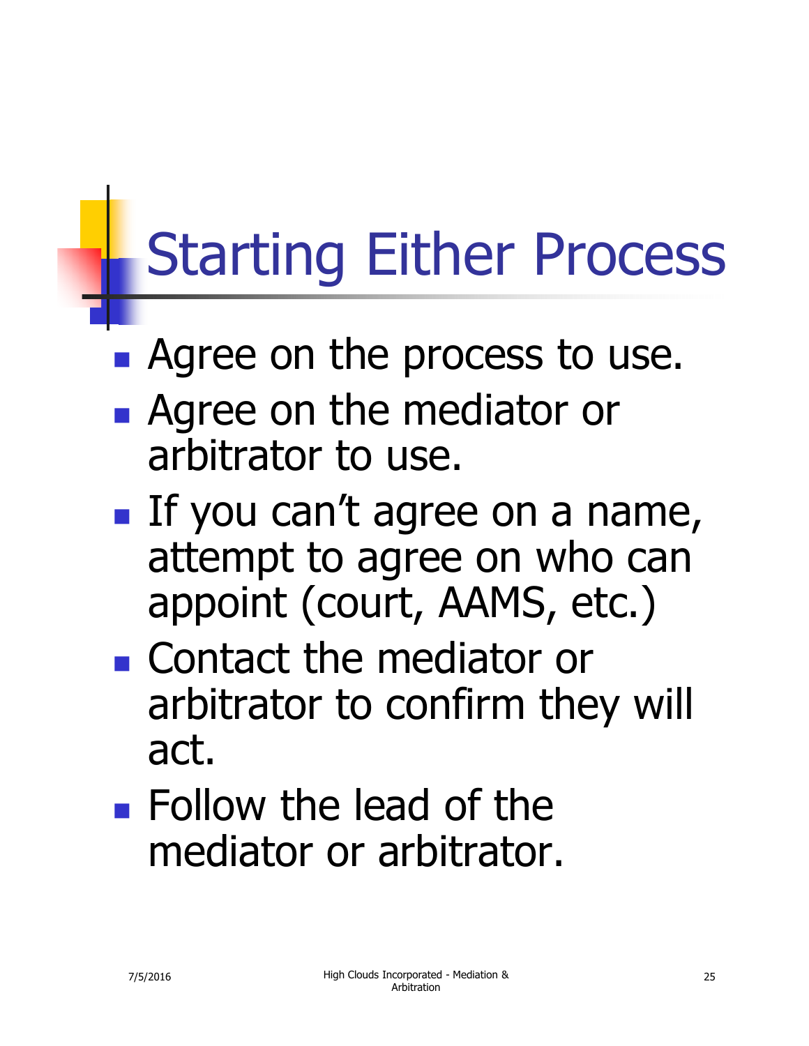# Starting Either Process

- Agree on the process to use.
- Agree on the mediator or arbitrator to use.
- If you can't agree on a name, attempt to agree on who can appoint (court, AAMS, etc.)
- Contact the mediator or arbitrator to confirm they will act.
- Follow the lead of the mediator or arbitrator.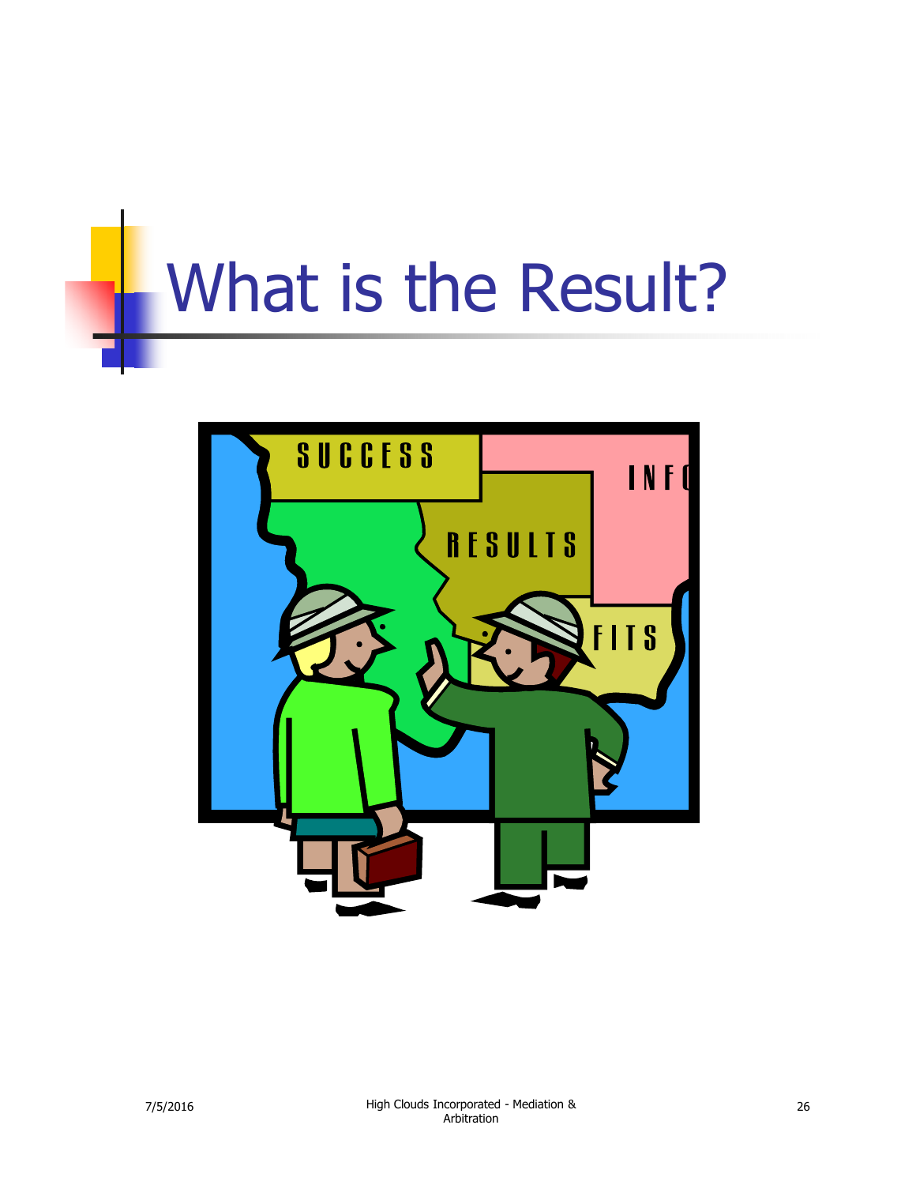# What is the Result?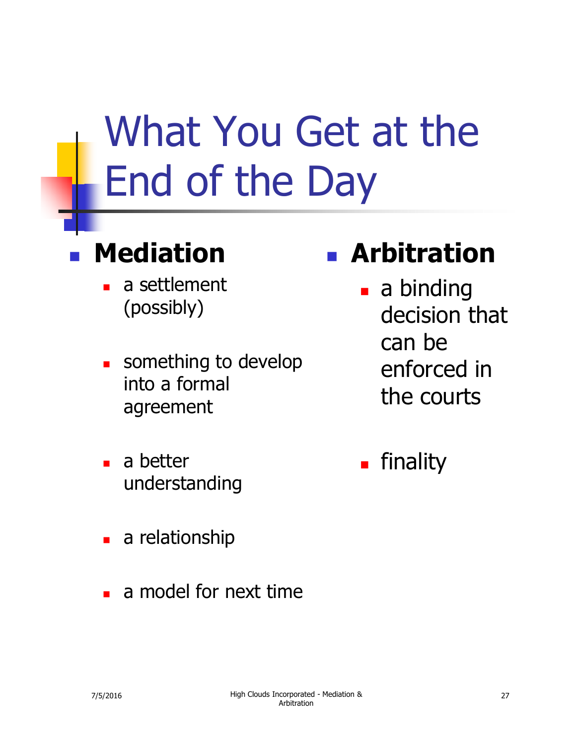# What You Get at the End of the Day

- **Mediation**
  - a settlement (possibly)
  - something to develop into a formal agreement
  - a better understanding
  - a relationship
  - a model for next time

- **Arbitration**
  - a binding decision that can be enforced in the courts
  - finality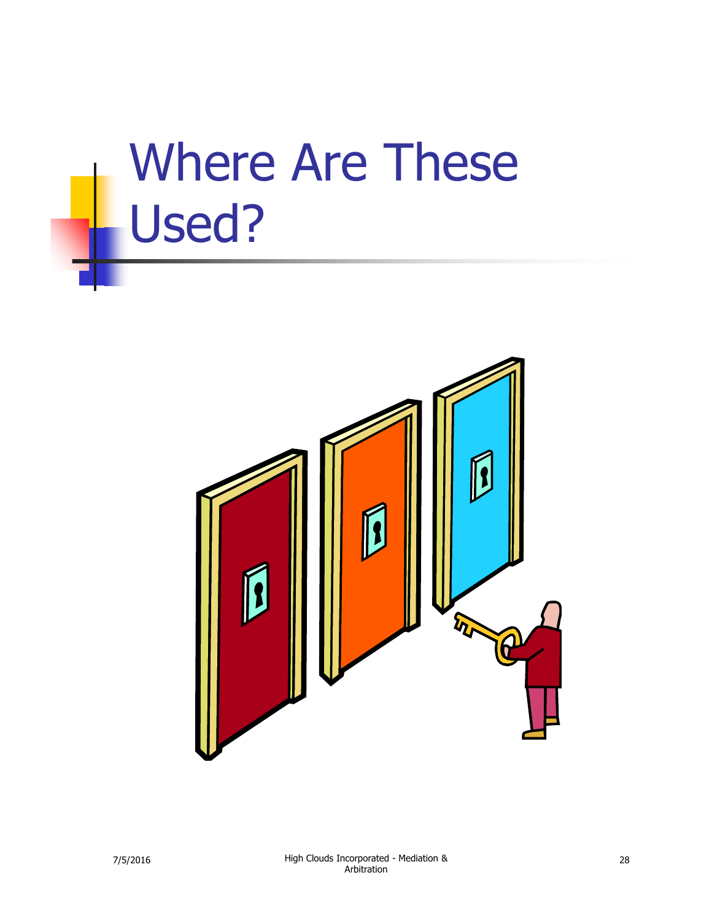# Where Are These Used?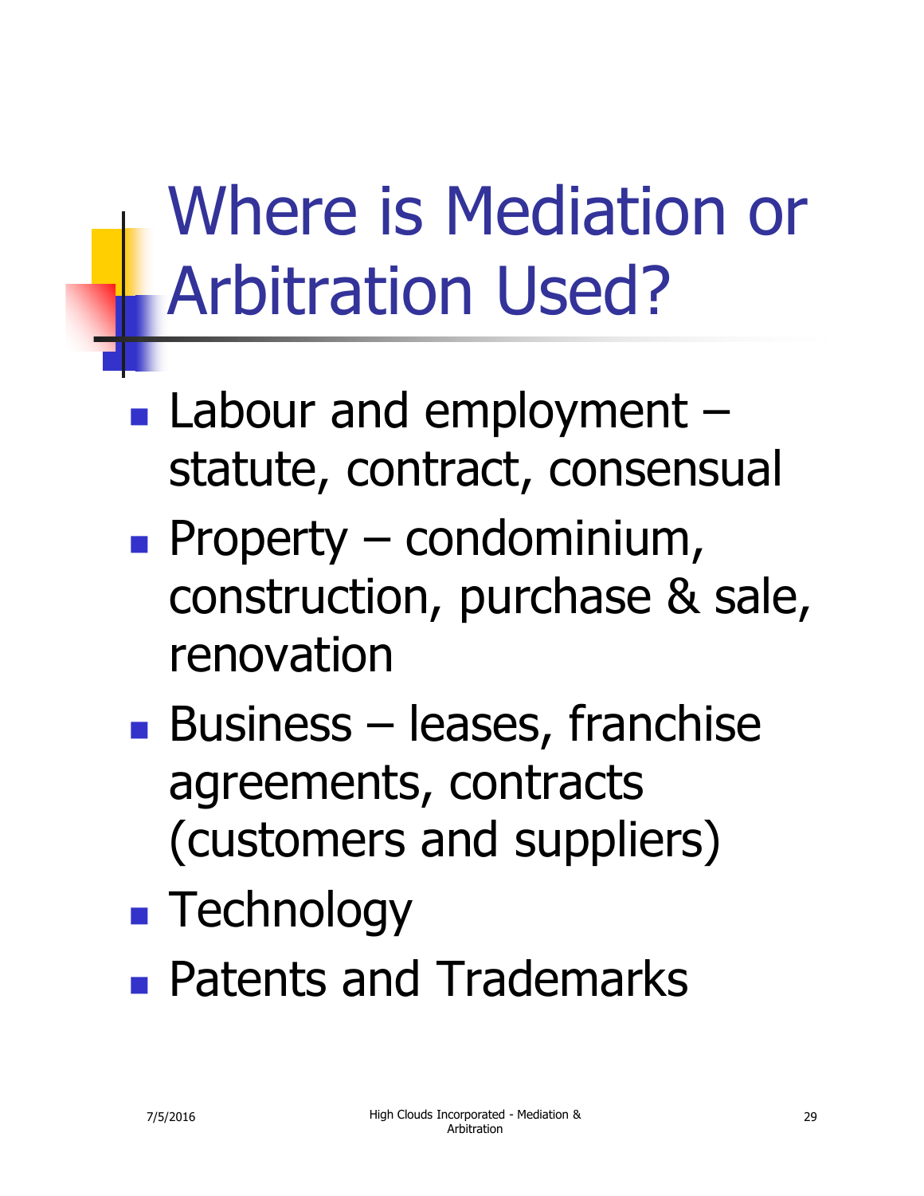# Where is Mediation or Arbitration Used?

- Labour and employment – statute, contract, consensual
- Property – condominium, construction, purchase & sale, renovation
- Business – leases, franchise agreements, contracts (customers and suppliers)
- Technology
- Patents and Trademarks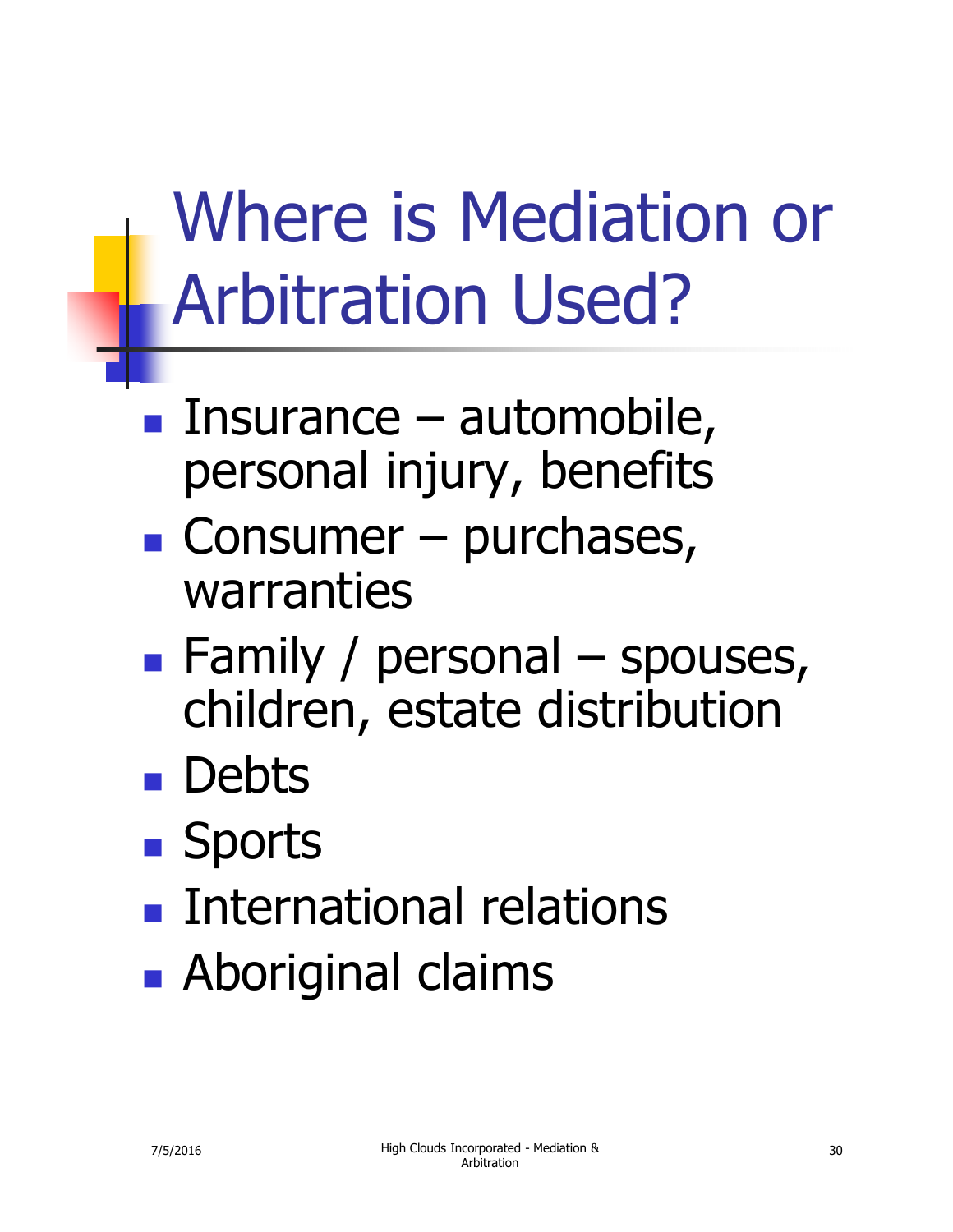# Where is Mediation or Arbitration Used?

- Insurance – automobile, personal injury, benefits
- Consumer – purchases, warranties
- Family / personal – spouses, children, estate distribution
- Debts
- Sports
- International relations
- Aboriginal claims